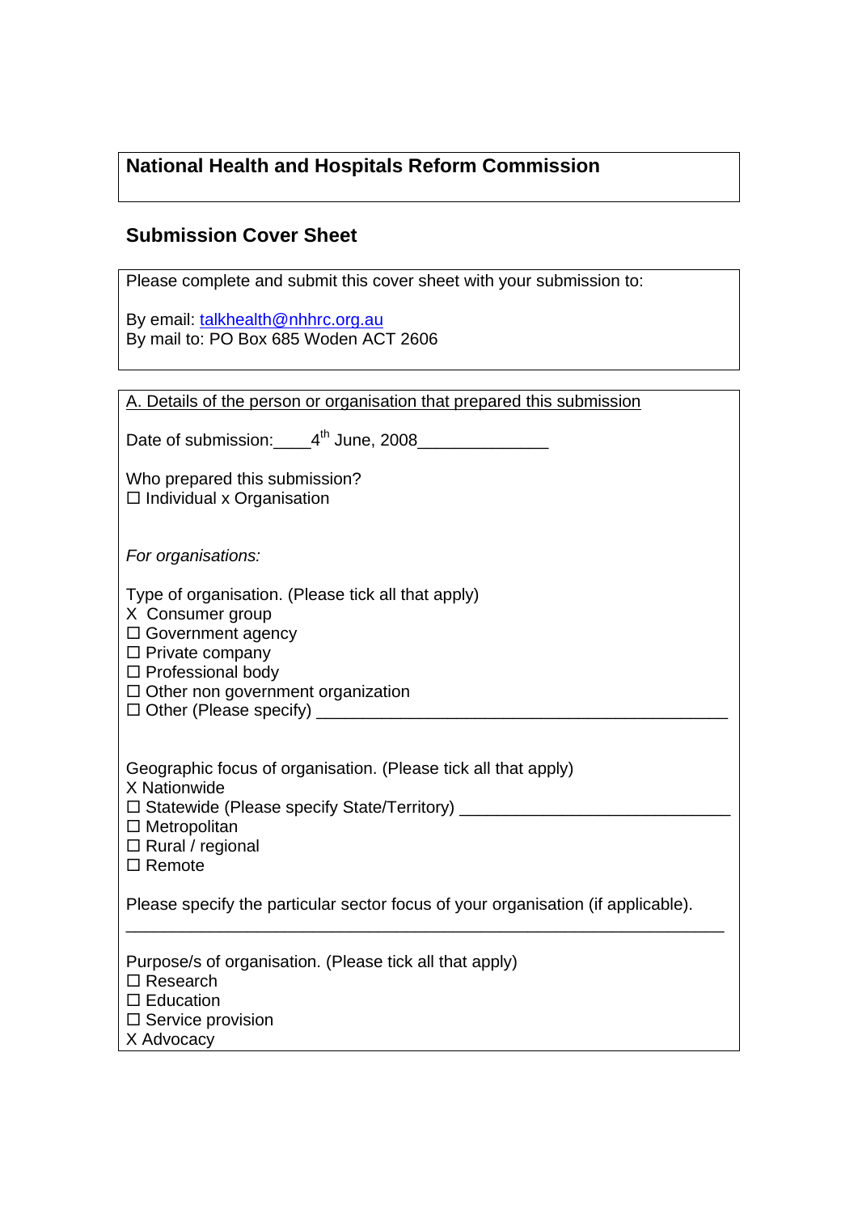## National Health and Hospitals Reform Commission

## Submission Cover Sheet

Please complete and submit this cover sheet with your submission to:

By email: talkhealth@nhhrc.org.au
By mail to: PO Box 685 Woden ACT 2606

A. Details of the person or organisation that prepared this submission

Date of submission:____4th June, 2008______________

Who prepared this submission?
☐ Individual x Organisation

*For organisations:*

Type of organisation. (Please tick all that apply)
X Consumer group
☐ Government agency
☐ Private company
☐ Professional body
☐ Other non government organization
☐ Other (Please specify) ______________________________________________

Geographic focus of organisation. (Please tick all that apply)
X Nationwide
☐ Statewide (Please specify State/Territory) ______________________________
☐ Metropolitan
☐ Rural / regional
☐ Remote

Please specify the particular sector focus of your organisation (if applicable).
___________________________________________________________________

Purpose/s of organisation. (Please tick all that apply)
☐ Research
☐ Education
☐ Service provision
X Advocacy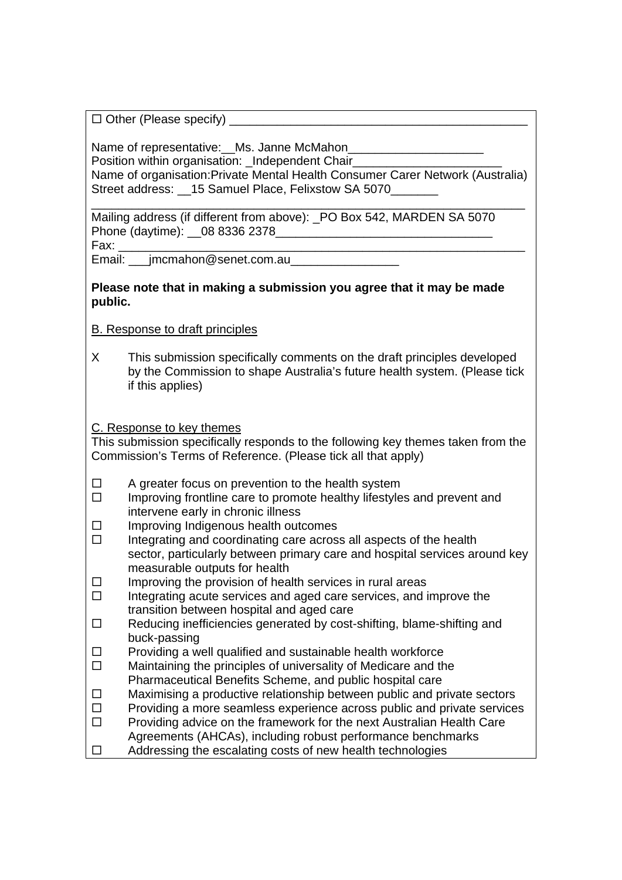☐ Other (Please specify) ____________________________________________

Name of representative:__Ms. Janne McMahon____________________
Position within organisation: _Independent Chair_____________________
Name of organisation:Private Mental Health Consumer Carer Network (Australia)
Street address: __15 Samuel Place, Felixstow SA 5070_______
_____________________________________________________________
Mailing address (if different from above): _PO Box 542, MARDEN SA 5070
Phone (daytime): __08 8336 2378________________________________
Fax: _________________________________________________________
Email: ___jmcmahon@senet.com.au________________

**Please note that in making a submission you agree that it may be made public.**

B. Response to draft principles

X This submission specifically comments on the draft principles developed by the Commission to shape Australia's future health system. (Please tick if this applies)

C. Response to key themes

This submission specifically responds to the following key themes taken from the Commission's Terms of Reference. (Please tick all that apply)

- ☐ A greater focus on prevention to the health system
- ☐ Improving frontline care to promote healthy lifestyles and prevent and intervene early in chronic illness
- ☐ Improving Indigenous health outcomes
- ☐ Integrating and coordinating care across all aspects of the health sector, particularly between primary care and hospital services around key measurable outputs for health
- ☐ Improving the provision of health services in rural areas
- ☐ Integrating acute services and aged care services, and improve the transition between hospital and aged care
- ☐ Reducing inefficiencies generated by cost-shifting, blame-shifting and buck-passing
- ☐ Providing a well qualified and sustainable health workforce
- ☐ Maintaining the principles of universality of Medicare and the Pharmaceutical Benefits Scheme, and public hospital care
- ☐ Maximising a productive relationship between public and private sectors
- ☐ Providing a more seamless experience across public and private services
- ☐ Providing advice on the framework for the next Australian Health Care Agreements (AHCAs), including robust performance benchmarks
- ☐ Addressing the escalating costs of new health technologies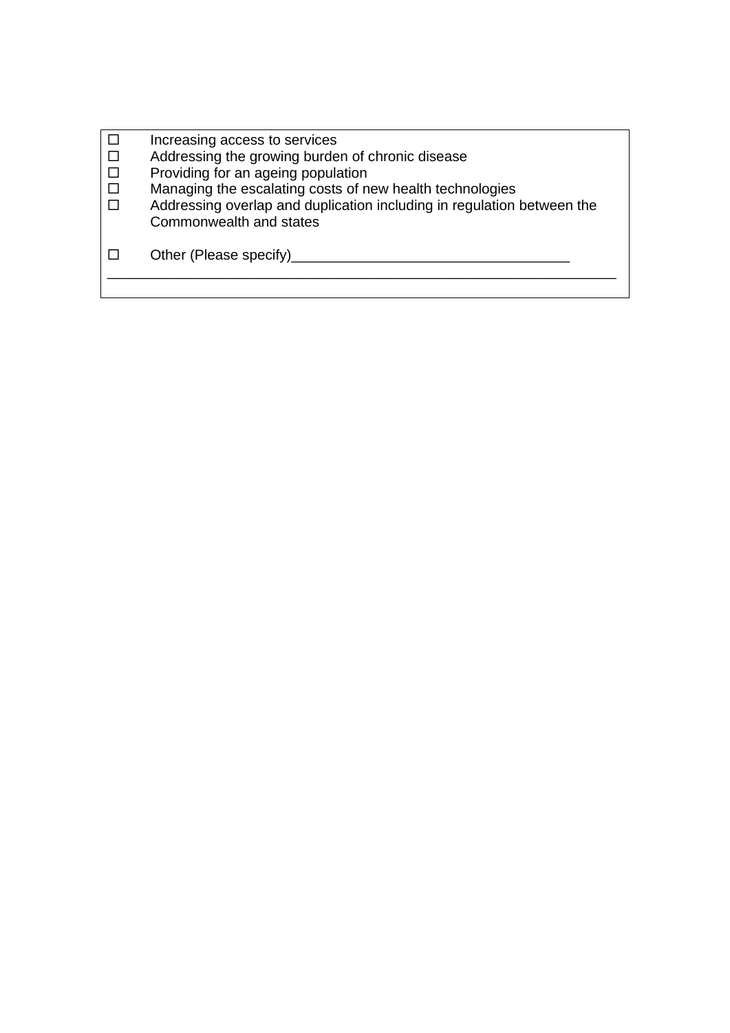☐ Increasing access to services
☐ Addressing the growing burden of chronic disease
☐ Providing for an ageing population
☐ Managing the escalating costs of new health technologies
☐ Addressing overlap and duplication including in regulation between the Commonwealth and states

☐ Other (Please specify)___________________________________
_______________________________________________________________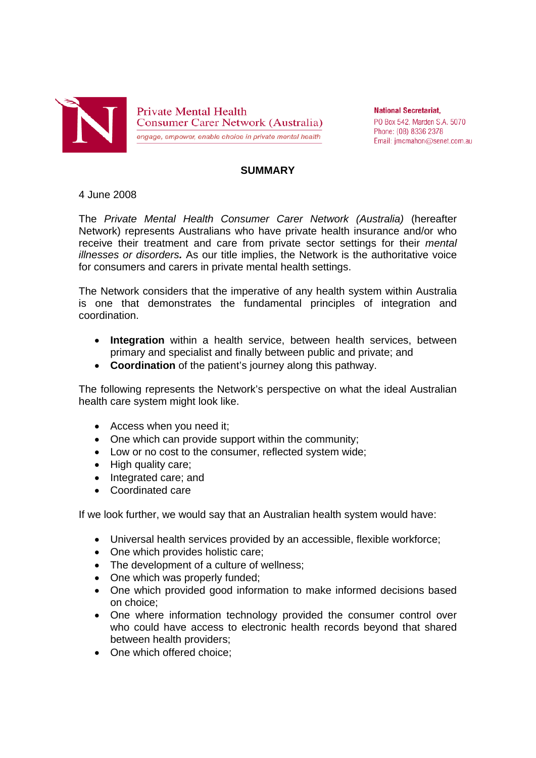Private Mental Health
Consumer Carer Network (Australia)
*engage, empower, enable choice in private mental health*

**National Secretariat,**
PO Box 542, Marden S.A. 5070
Phone: (08) 8336 2378
Email: jmcmahon@senet.com.au

## SUMMARY

4 June 2008

The *Private Mental Health Consumer Carer Network (Australia)* (hereafter Network) represents Australians who have private health insurance and/or who receive their treatment and care from private sector settings for their *mental illnesses or disorders.* As our title implies, the Network is the authoritative voice for consumers and carers in private mental health settings.

The Network considers that the imperative of any health system within Australia is one that demonstrates the fundamental principles of integration and coordination.

- **Integration** within a health service, between health services, between primary and specialist and finally between public and private; and
- **Coordination** of the patient's journey along this pathway.

The following represents the Network's perspective on what the ideal Australian health care system might look like.

- Access when you need it;
- One which can provide support within the community;
- Low or no cost to the consumer, reflected system wide;
- High quality care;
- Integrated care; and
- Coordinated care

If we look further, we would say that an Australian health system would have:

- Universal health services provided by an accessible, flexible workforce;
- One which provides holistic care;
- The development of a culture of wellness;
- One which was properly funded;
- One which provided good information to make informed decisions based on choice;
- One where information technology provided the consumer control over who could have access to electronic health records beyond that shared between health providers;
- One which offered choice;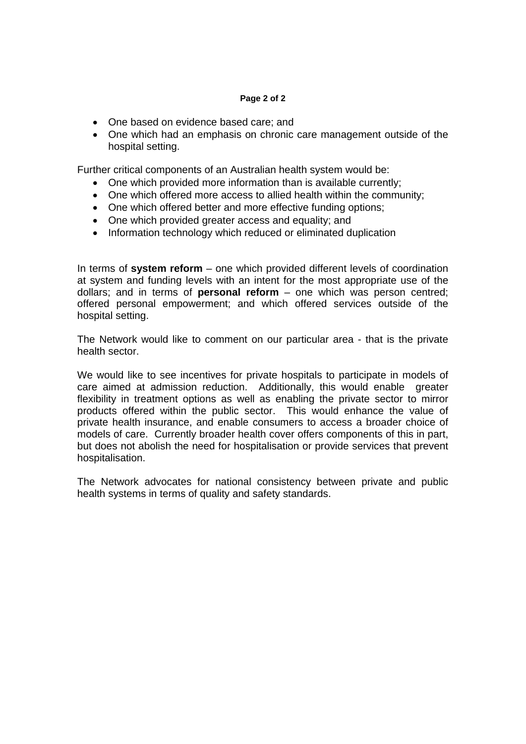- One based on evidence based care; and
- One which had an emphasis on chronic care management outside of the hospital setting.

Further critical components of an Australian health system would be:

- One which provided more information than is available currently;
- One which offered more access to allied health within the community;
- One which offered better and more effective funding options;
- One which provided greater access and equality; and
- Information technology which reduced or eliminated duplication

In terms of **system reform** – one which provided different levels of coordination at system and funding levels with an intent for the most appropriate use of the dollars; and in terms of **personal reform** – one which was person centred; offered personal empowerment; and which offered services outside of the hospital setting.

The Network would like to comment on our particular area - that is the private health sector.

We would like to see incentives for private hospitals to participate in models of care aimed at admission reduction. Additionally, this would enable greater flexibility in treatment options as well as enabling the private sector to mirror products offered within the public sector. This would enhance the value of private health insurance, and enable consumers to access a broader choice of models of care. Currently broader health cover offers components of this in part, but does not abolish the need for hospitalisation or provide services that prevent hospitalisation.

The Network advocates for national consistency between private and public health systems in terms of quality and safety standards.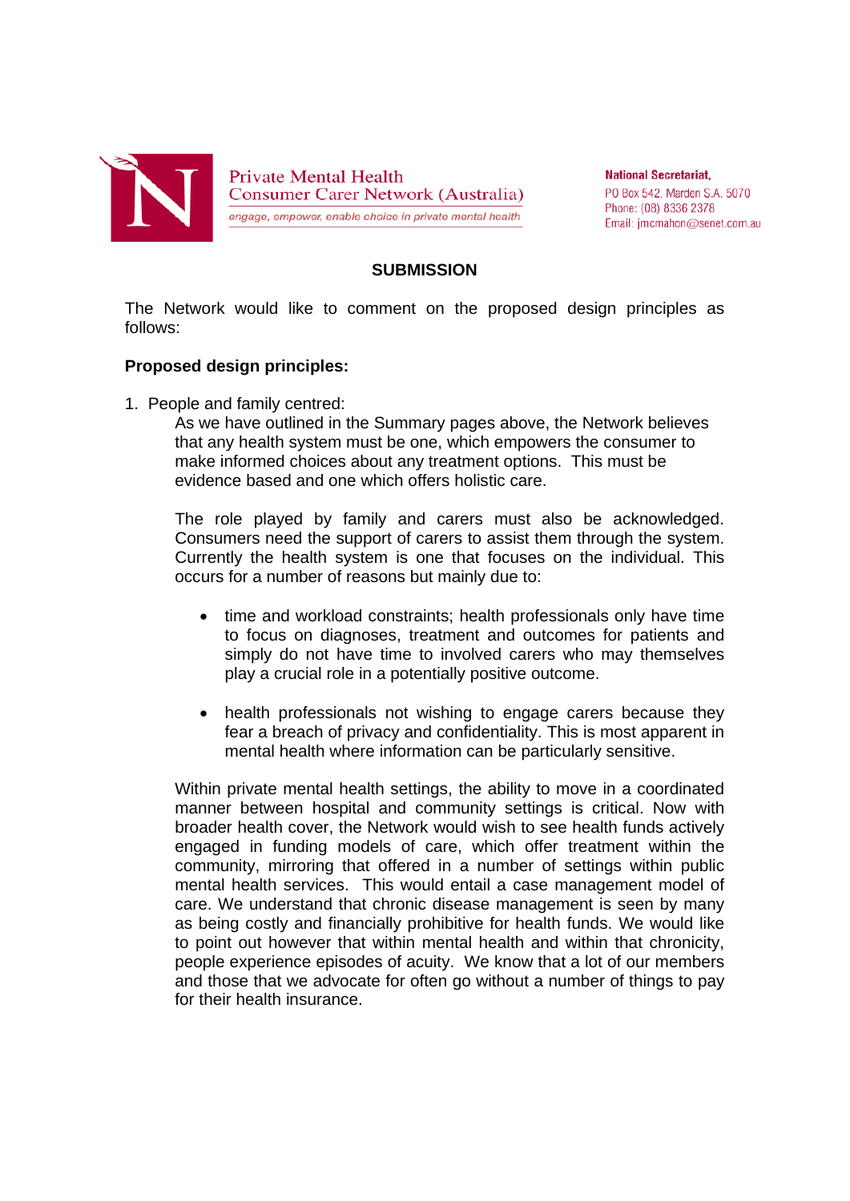Private Mental Health
Consumer Carer Network (Australia)
*engage, empower, enable choice in private mental health*

**National Secretariat,**
PO Box 542, Marden S.A. 5070
Phone: (08) 8336 2378
Email: jmcmahon@senet.com.au

## SUBMISSION

The Network would like to comment on the proposed design principles as follows:

**Proposed design principles:**

1. People and family centred:

   As we have outlined in the Summary pages above, the Network believes that any health system must be one, which empowers the consumer to make informed choices about any treatment options. This must be evidence based and one which offers holistic care.

   The role played by family and carers must also be acknowledged. Consumers need the support of carers to assist them through the system. Currently the health system is one that focuses on the individual. This occurs for a number of reasons but mainly due to:

   - time and workload constraints; health professionals only have time to focus on diagnoses, treatment and outcomes for patients and simply do not have time to involved carers who may themselves play a crucial role in a potentially positive outcome.

   - health professionals not wishing to engage carers because they fear a breach of privacy and confidentiality. This is most apparent in mental health where information can be particularly sensitive.

   Within private mental health settings, the ability to move in a coordinated manner between hospital and community settings is critical. Now with broader health cover, the Network would wish to see health funds actively engaged in funding models of care, which offer treatment within the community, mirroring that offered in a number of settings within public mental health services. This would entail a case management model of care. We understand that chronic disease management is seen by many as being costly and financially prohibitive for health funds. We would like to point out however that within mental health and within that chronicity, people experience episodes of acuity. We know that a lot of our members and those that we advocate for often go without a number of things to pay for their health insurance.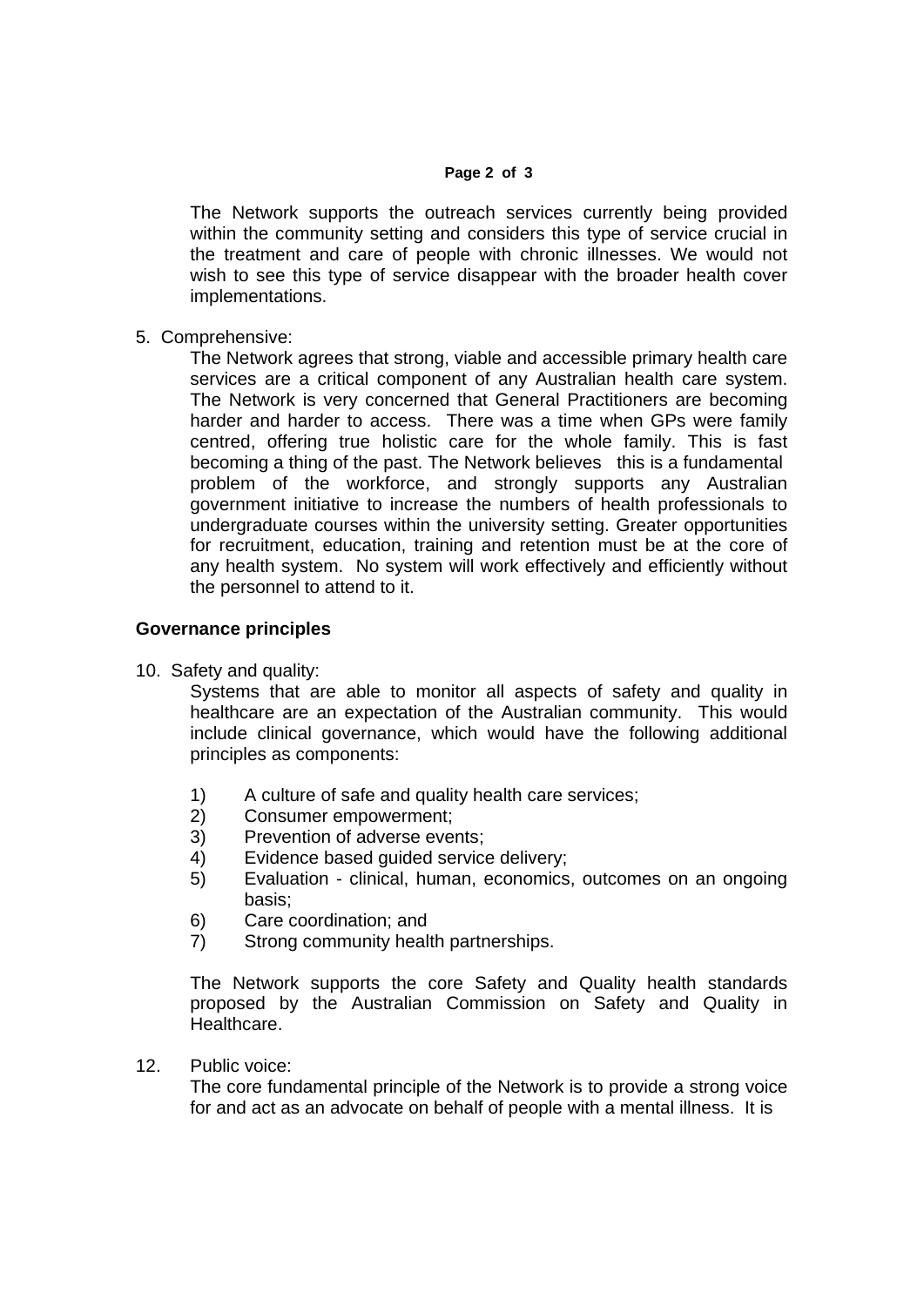The Network supports the outreach services currently being provided within the community setting and considers this type of service crucial in the treatment and care of people with chronic illnesses. We would not wish to see this type of service disappear with the broader health cover implementations.

5. Comprehensive:

   The Network agrees that strong, viable and accessible primary health care services are a critical component of any Australian health care system. The Network is very concerned that General Practitioners are becoming harder and harder to access. There was a time when GPs were family centred, offering true holistic care for the whole family. This is fast becoming a thing of the past. The Network believes this is a fundamental problem of the workforce, and strongly supports any Australian government initiative to increase the numbers of health professionals to undergraduate courses within the university setting. Greater opportunities for recruitment, education, training and retention must be at the core of any health system. No system will work effectively and efficiently without the personnel to attend to it.

**Governance principles**

10. Safety and quality:

    Systems that are able to monitor all aspects of safety and quality in healthcare are an expectation of the Australian community. This would include clinical governance, which would have the following additional principles as components:

    1) A culture of safe and quality health care services;
    2) Consumer empowerment;
    3) Prevention of adverse events;
    4) Evidence based guided service delivery;
    5) Evaluation - clinical, human, economics, outcomes on an ongoing basis;
    6) Care coordination; and
    7) Strong community health partnerships.

    The Network supports the core Safety and Quality health standards proposed by the Australian Commission on Safety and Quality in Healthcare.

12. Public voice:

    The core fundamental principle of the Network is to provide a strong voice for and act as an advocate on behalf of people with a mental illness. It is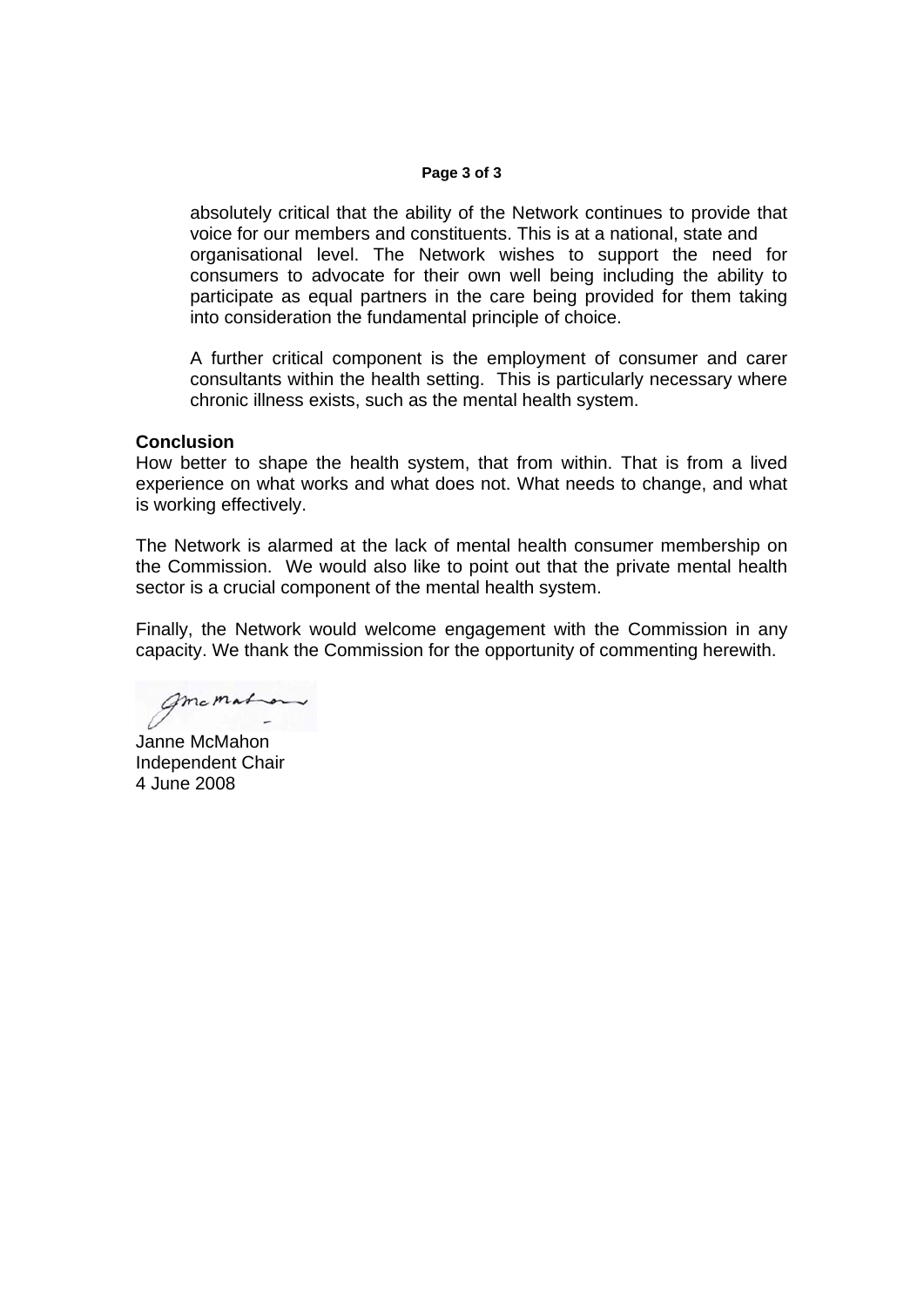absolutely critical that the ability of the Network continues to provide that voice for our members and constituents. This is at a national, state and organisational level. The Network wishes to support the need for consumers to advocate for their own well being including the ability to participate as equal partners in the care being provided for them taking into consideration the fundamental principle of choice.

A further critical component is the employment of consumer and carer consultants within the health setting. This is particularly necessary where chronic illness exists, such as the mental health system.

**Conclusion**

How better to shape the health system, that from within. That is from a lived experience on what works and what does not. What needs to change, and what is working effectively.

The Network is alarmed at the lack of mental health consumer membership on the Commission. We would also like to point out that the private mental health sector is a crucial component of the mental health system.

Finally, the Network would welcome engagement with the Commission in any capacity. We thank the Commission for the opportunity of commenting herewith.

Janne McMahon
Independent Chair
4 June 2008